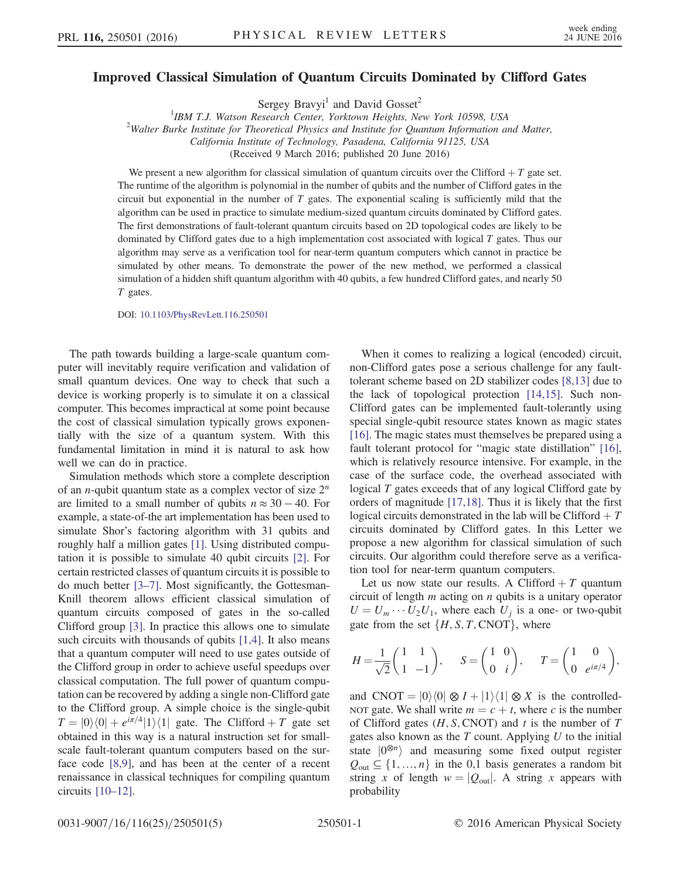# Improved Classical Simulation of Quantum Circuits Dominated by Clifford Gates

Sergey Bravyi[1] and David Gosset[2]

[1]IBM T.J. Watson Research Center, Yorktown Heights, New York 10598, USA

[2]Walter Burke Institute for Theoretical Physics and Institute for Quantum Information and Matter, California Institute of Technology, Pasadena, California 91125, USA

(Received 9 March 2016; published 20 June 2016)

We present a new algorithm for classical simulation of quantum circuits over the Clifford + $T$ gate set. The runtime of the algorithm is polynomial in the number of qubits and the number of Clifford gates in the circuit but exponential in the number of $T$ gates. The exponential scaling is sufficiently mild that the algorithm can be used in practice to simulate medium-sized quantum circuits dominated by Clifford gates. The first demonstrations of fault-tolerant quantum circuits based on 2D topological codes are likely to be dominated by Clifford gates due to a high implementation cost associated with logical $T$ gates. Thus our algorithm may serve as a verification tool for near-term quantum computers which cannot in practice be simulated by other means. To demonstrate the power of the new method, we performed a classical simulation of a hidden shift quantum algorithm with 40 qubits, a few hundred Clifford gates, and nearly 50 $T$ gates.

DOI: 10.1103/PhysRevLett.116.250501

The path towards building a large-scale quantum computer will inevitably require verification and validation of small quantum devices. One way to check that such a device is working properly is to simulate it on a classical computer. This becomes impractical at some point because the cost of classical simulation typically grows exponentially with the size of a quantum system. With this fundamental limitation in mind it is natural to ask how well we can do in practice.

Simulation methods which store a complete description of an $n$-qubit quantum state as a complex vector of size $2^n$ are limited to a small number of qubits $n \approx 30-40$. For example, a state-of-the art implementation has been used to simulate Shor's factoring algorithm with 31 qubits and roughly half a million gates [1]. Using distributed computation it is possible to simulate 40 qubit circuits [2]. For certain restricted classes of quantum circuits it is possible to do much better [3–7]. Most significantly, the Gottesman-Knill theorem allows efficient classical simulation of quantum circuits composed of gates in the so-called Clifford group [3]. In practice this allows one to simulate such circuits with thousands of qubits [1,4]. It also means that a quantum computer will need to use gates outside of the Clifford group in order to achieve useful speedups over classical computation. The full power of quantum computation can be recovered by adding a single non-Clifford gate to the Clifford group. A simple choice is the single-qubit $T = |0\rangle\langle 0| + e^{i\pi/4}|1\rangle\langle 1|$ gate. The Clifford + $T$ gate set obtained in this way is a natural instruction set for small-scale fault-tolerant quantum computers based on the surface code [8,9], and has been at the center of a recent renaissance in classical techniques for compiling quantum circuits [10–12].

When it comes to realizing a logical (encoded) circuit, non-Clifford gates pose a serious challenge for any fault-tolerant scheme based on 2D stabilizer codes [8,13] due to the lack of topological protection [14,15]. Such non-Clifford gates can be implemented fault-tolerantly using special single-qubit resource states known as magic states [16]. The magic states must themselves be prepared using a fault tolerant protocol for "magic state distillation" [16], which is relatively resource intensive. For example, in the case of the surface code, the overhead associated with logical $T$ gates exceeds that of any logical Clifford gate by orders of magnitude [17,18]. Thus it is likely that the first logical circuits demonstrated in the lab will be Clifford + $T$ circuits dominated by Clifford gates. In this Letter we propose a new algorithm for classical simulation of such circuits. Our algorithm could therefore serve as a verification tool for near-term quantum computers.

Let us now state our results. A Clifford + $T$ quantum circuit of length $m$ acting on $n$ qubits is a unitary operator $U = U_m \cdots U_2 U_1$, where each $U_j$ is a one- or two-qubit gate from the set $\{H, S, T, \mathrm{CNOT}\}$, where

$$H = \frac{1}{\sqrt{2}}\begin{pmatrix} 1 & 1 \\ 1 & -1 \end{pmatrix}, \quad S = \begin{pmatrix} 1 & 0 \\ 0 & i \end{pmatrix}, \quad T = \begin{pmatrix} 1 & 0 \\ 0 & e^{i\pi/4} \end{pmatrix},$$

and $\mathrm{CNOT} = |0\rangle\langle 0| \otimes I + |1\rangle\langle 1| \otimes X$ is the controlled-NOT gate. We shall write $m = c + t$, where $c$ is the number of Clifford gates ($H, S, \mathrm{CNOT}$) and $t$ is the number of $T$ gates also known as the $T$ count. Applying $U$ to the initial state $|0^{\otimes n}\rangle$ and measuring some fixed output register $Q_{\mathrm{out}} \subseteq \{1, \ldots, n\}$ in the 0,1 basis generates a random bit string $x$ of length $w = |Q_{\mathrm{out}}|$. A string $x$ appears with probability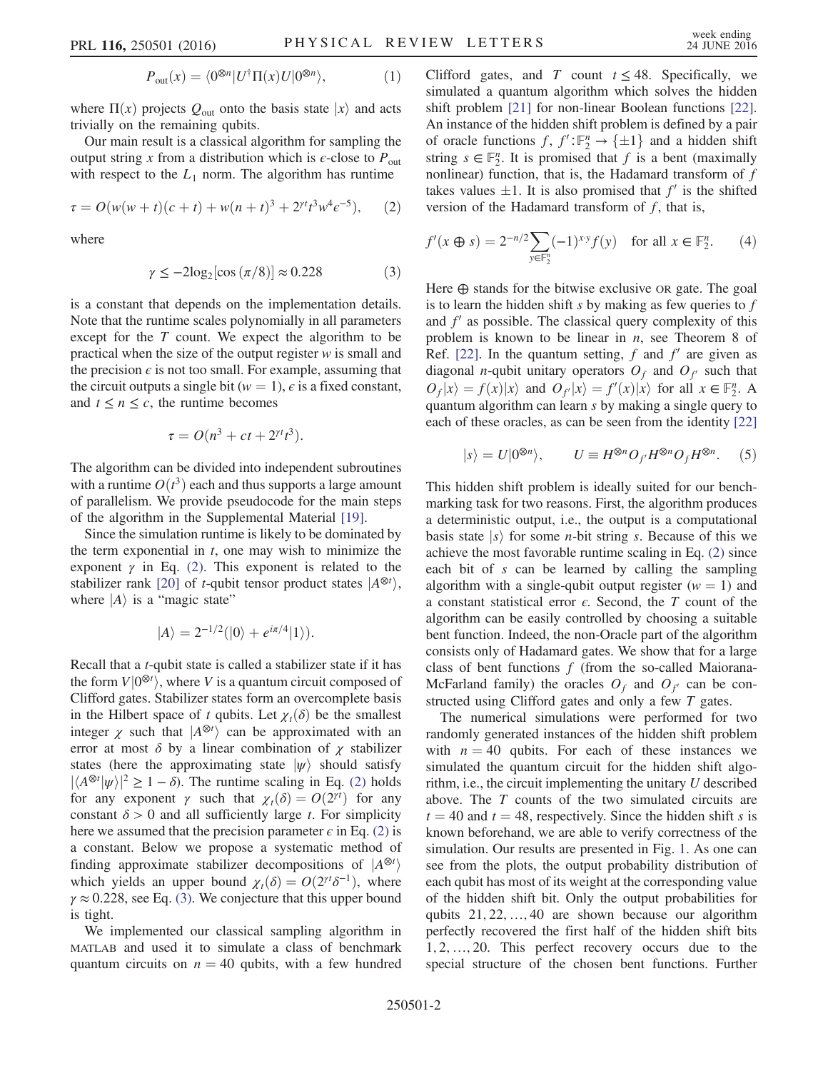$$P_{\mathrm{out}}(x) = \langle 0^{\otimes n} | U^\dagger \Pi(x) U | 0^{\otimes n} \rangle, \qquad (1)$$

where $\Pi(x)$ projects $Q_{\mathrm{out}}$ onto the basis state $|x\rangle$ and acts trivially on the remaining qubits.

Our main result is a classical algorithm for sampling the output string $x$ from a distribution which is $\epsilon$-close to $P_{\mathrm{out}}$ with respect to the $L_1$ norm. The algorithm has runtime

$$\tau = O(w(w+t)(c+t) + w(n+t)^3 + 2^{\gamma t} t^3 w^4 \epsilon^{-5}), \qquad (2)$$

where

$$\gamma \leq -2\log_2[\cos(\pi/8)] \approx 0.228 \qquad (3)$$

is a constant that depends on the implementation details. Note that the runtime scales polynomially in all parameters except for the $T$ count. We expect the algorithm to be practical when the size of the output register $w$ is small and the precision $\epsilon$ is not too small. For example, assuming that the circuit outputs a single bit ($w = 1$), $\epsilon$ is a fixed constant, and $t \leq n \leq c$, the runtime becomes

$$\tau = O(n^3 + ct + 2^{\gamma t} t^3).$$

The algorithm can be divided into independent subroutines with a runtime $O(t^3)$ each and thus supports a large amount of parallelism. We provide pseudocode for the main steps of the algorithm in the Supplemental Material [19].

Since the simulation runtime is likely to be dominated by the term exponential in $t$, one may wish to minimize the exponent $\gamma$ in Eq. (2). This exponent is related to the stabilizer rank [20] of $t$-qubit tensor product states $|A^{\otimes t}\rangle$, where $|A\rangle$ is a "magic state"

$$|A\rangle = 2^{-1/2}(|0\rangle + e^{i\pi/4}|1\rangle).$$

Recall that a $t$-qubit state is called a stabilizer state if it has the form $V|0^{\otimes t}\rangle$, where $V$ is a quantum circuit composed of Clifford gates. Stabilizer states form an overcomplete basis in the Hilbert space of $t$ qubits. Let $\chi_t(\delta)$ be the smallest integer $\chi$ such that $|A^{\otimes t}\rangle$ can be approximated with an error at most $\delta$ by a linear combination of $\chi$ stabilizer states (here the approximating state $|\psi\rangle$ should satisfy $|\langle A^{\otimes t}|\psi\rangle|^2 \geq 1 - \delta$). The runtime scaling in Eq. (2) holds for any exponent $\gamma$ such that $\chi_t(\delta) = O(2^{\gamma t})$ for any constant $\delta > 0$ and all sufficiently large $t$. For simplicity here we assumed that the precision parameter $\epsilon$ in Eq. (2) is a constant. Below we propose a systematic method of finding approximate stabilizer decompositions of $|A^{\otimes t}\rangle$ which yields an upper bound $\chi_t(\delta) = O(2^{\gamma t}\delta^{-1})$, where $\gamma \approx 0.228$, see Eq. (3). We conjecture that this upper bound is tight.

We implemented our classical sampling algorithm in MATLAB and used it to simulate a class of benchmark quantum circuits on $n = 40$ qubits, with a few hundred Clifford gates, and $T$ count $t \leq 48$. Specifically, we simulated a quantum algorithm which solves the hidden shift problem [21] for non-linear Boolean functions [22]. An instance of the hidden shift problem is defined by a pair of oracle functions $f, f' : \mathbb{F}_2^n \to \{\pm 1\}$ and a hidden shift string $s \in \mathbb{F}_2^n$. It is promised that $f$ is a bent (maximally nonlinear) function, that is, the Hadamard transform of $f$ takes values $\pm 1$. It is also promised that $f'$ is the shifted version of the Hadamard transform of $f$, that is,

$$f'(x \oplus s) = 2^{-n/2} \sum_{y \in \mathbb{F}_2^n} (-1)^{x \cdot y} f(y) \quad \text{for all } x \in \mathbb{F}_2^n. \qquad (4)$$

Here $\oplus$ stands for the bitwise exclusive OR gate. The goal is to learn the hidden shift $s$ by making as few queries to $f$ and $f'$ as possible. The classical query complexity of this problem is known to be linear in $n$, see Theorem 8 of Ref. [22]. In the quantum setting, $f$ and $f'$ are given as diagonal $n$-qubit unitary operators $O_f$ and $O_{f'}$ such that $O_f|x\rangle = f(x)|x\rangle$ and $O_{f'}|x\rangle = f'(x)|x\rangle$ for all $x \in \mathbb{F}_2^n$. A quantum algorithm can learn $s$ by making a single query to each of these oracles, as can be seen from the identity [22]

$$|s\rangle = U|0^{\otimes n}\rangle, \qquad U \equiv H^{\otimes n} O_{f'} H^{\otimes n} O_f H^{\otimes n}. \qquad (5)$$

This hidden shift problem is ideally suited for our benchmarking task for two reasons. First, the algorithm produces a deterministic output, i.e., the output is a computational basis state $|s\rangle$ for some $n$-bit string $s$. Because of this we achieve the most favorable runtime scaling in Eq. (2) since each bit of $s$ can be learned by calling the sampling algorithm with a single-qubit output register ($w = 1$) and a constant statistical error $\epsilon$. Second, the $T$ count of the algorithm can be easily controlled by choosing a suitable bent function. Indeed, the non-Oracle part of the algorithm consists only of Hadamard gates. We show that for a large class of bent functions $f$ (from the so-called Maiorana-McFarland family) the oracles $O_f$ and $O_{f'}$ can be constructed using Clifford gates and only a few $T$ gates.

The numerical simulations were performed for two randomly generated instances of the hidden shift problem with $n = 40$ qubits. For each of these instances we simulated the quantum circuit for the hidden shift algorithm, i.e., the circuit implementing the unitary $U$ described above. The $T$ counts of the two simulated circuits are $t = 40$ and $t = 48$, respectively. Since the hidden shift $s$ is known beforehand, we are able to verify correctness of the simulation. Our results are presented in Fig. 1. As one can see from the plots, the output probability distribution of each qubit has most of its weight at the corresponding value of the hidden shift bit. Only the output probabilities for qubits $21, 22, \ldots, 40$ are shown because our algorithm perfectly recovered the first half of the hidden shift bits $1, 2, \ldots, 20$. This perfect recovery occurs due to the special structure of the chosen bent functions. Further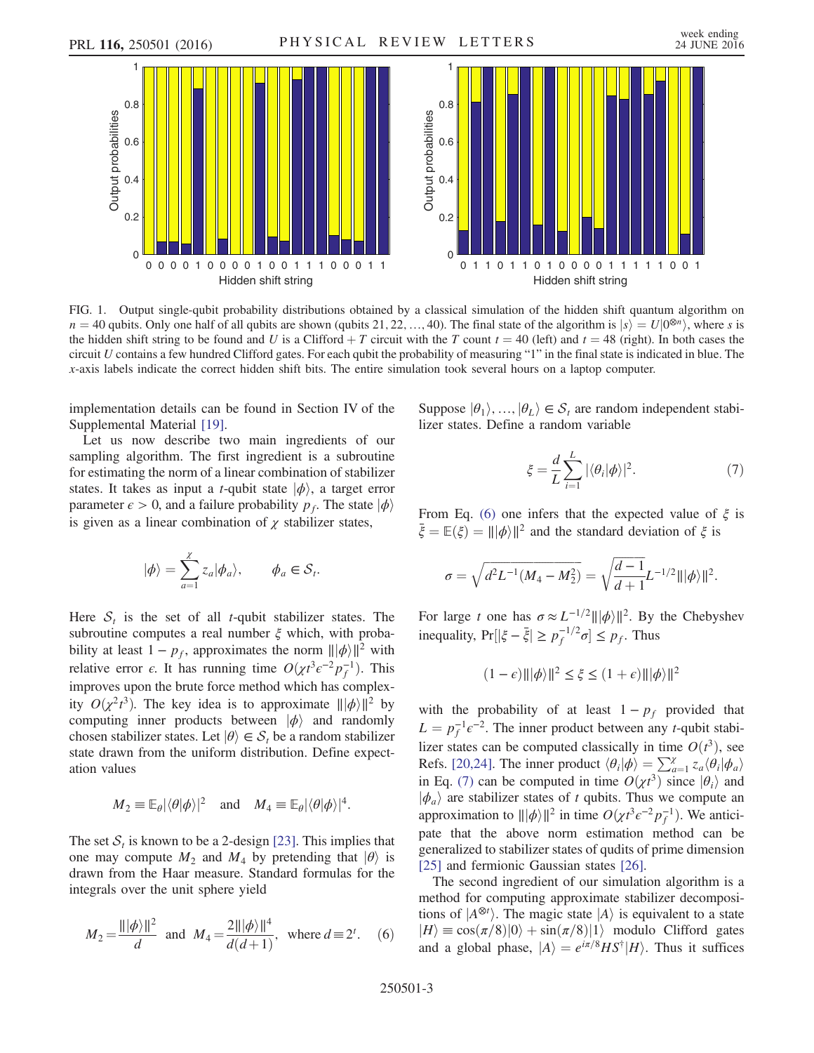FIG. 1. Output single-qubit probability distributions obtained by a classical simulation of the hidden shift quantum algorithm on $n = 40$ qubits. Only one half of all qubits are shown (qubits $21, 22, \ldots, 40$). The final state of the algorithm is $|s\rangle = U|0^{\otimes n}\rangle$, where $s$ is the hidden shift string to be found and $U$ is a Clifford + $T$ circuit with the $T$ count $t = 40$ (left) and $t = 48$ (right). In both cases the circuit $U$ contains a few hundred Clifford gates. For each qubit the probability of measuring "1" in the final state is indicated in blue. The $x$-axis labels indicate the correct hidden shift bits. The entire simulation took several hours on a laptop computer.

implementation details can be found in Section IV of the Supplemental Material [19].

Let us now describe two main ingredients of our sampling algorithm. The first ingredient is a subroutine for estimating the norm of a linear combination of stabilizer states. It takes as input a $t$-qubit state $|\phi\rangle$, a target error parameter $\epsilon > 0$, and a failure probability $p_f$. The state $|\phi\rangle$ is given as a linear combination of $\chi$ stabilizer states,

$$|\phi\rangle = \sum_{a=1}^{\chi} z_a |\phi_a\rangle, \qquad \phi_a \in \mathcal{S}_t.$$

Here $\mathcal{S}_t$ is the set of all $t$-qubit stabilizer states. The subroutine computes a real number $\xi$ which, with probability at least $1 - p_f$, approximates the norm $\||\phi\rangle\|^2$ with relative error $\epsilon$. It has running time $O(\chi t^3 \epsilon^{-2} p_f^{-1})$. This improves upon the brute force method which has complexity $O(\chi^2 t^3)$. The key idea is to approximate $\||\phi\rangle\|^2$ by computing inner products between $|\phi\rangle$ and randomly chosen stabilizer states. Let $|\theta\rangle \in \mathcal{S}_t$ be a random stabilizer state drawn from the uniform distribution. Define expectation values

$$M_2 \equiv \mathbb{E}_\theta |\langle\theta|\phi\rangle|^2 \quad \text{and} \quad M_4 \equiv \mathbb{E}_\theta |\langle\theta|\phi\rangle|^4.$$

The set $\mathcal{S}_t$ is known to be a 2-design [23]. This implies that one may compute $M_2$ and $M_4$ by pretending that $|\theta\rangle$ is drawn from the Haar measure. Standard formulas for the integrals over the unit sphere yield

$$M_2 = \frac{\||\phi\rangle\|^2}{d} \quad \text{and} \quad M_4 = \frac{2\||\phi\rangle\|^4}{d(d+1)}, \quad \text{where } d \equiv 2^t. \tag{6}$$

Suppose $|\theta_1\rangle, \ldots, |\theta_L\rangle \in \mathcal{S}_t$ are random independent stabilizer states. Define a random variable

$$\xi = \frac{d}{L} \sum_{i=1}^{L} |\langle\theta_i|\phi\rangle|^2. \tag{7}$$

From Eq. (6) one infers that the expected value of $\xi$ is $\bar{\xi} = \mathbb{E}(\xi) = \||\phi\rangle\|^2$ and the standard deviation of $\xi$ is

$$\sigma = \sqrt{d^2 L^{-1}(M_4 - M_2^2)} = \sqrt{\frac{d-1}{d+1}} L^{-1/2} \||\phi\rangle\|^2.$$

For large $t$ one has $\sigma \approx L^{-1/2}\||\phi\rangle\|^2$. By the Chebyshev inequality, $\Pr[|\xi - \bar{\xi}| \geq p_f^{-1/2}\sigma] \leq p_f$. Thus

$$(1 - \epsilon)\||\phi\rangle\|^2 \leq \xi \leq (1 + \epsilon)\||\phi\rangle\|^2$$

with the probability of at least $1 - p_f$ provided that $L = p_f^{-1}\epsilon^{-2}$. The inner product between any $t$-qubit stabilizer states can be computed classically in time $O(t^3)$, see Refs. [20,24]. The inner product $\langle\theta_i|\phi\rangle = \sum_{a=1}^{\chi} z_a \langle\theta_i|\phi_a\rangle$ in Eq. (7) can be computed in time $O(\chi t^3)$ since $|\theta_i\rangle$ and $|\phi_a\rangle$ are stabilizer states of $t$ qubits. Thus we compute an approximation to $\||\phi\rangle\|^2$ in time $O(\chi t^3 \epsilon^{-2} p_f^{-1})$. We anticipate that the above norm estimation method can be generalized to stabilizer states of qudits of prime dimension [25] and fermionic Gaussian states [26].

The second ingredient of our simulation algorithm is a method for computing approximate stabilizer decompositions of $|A^{\otimes t}\rangle$. The magic state $|A\rangle$ is equivalent to a state $|H\rangle \equiv \cos(\pi/8)|0\rangle + \sin(\pi/8)|1\rangle$ modulo Clifford gates and a global phase, $|A\rangle = e^{i\pi/8} H S^\dagger |H\rangle$. Thus it suffices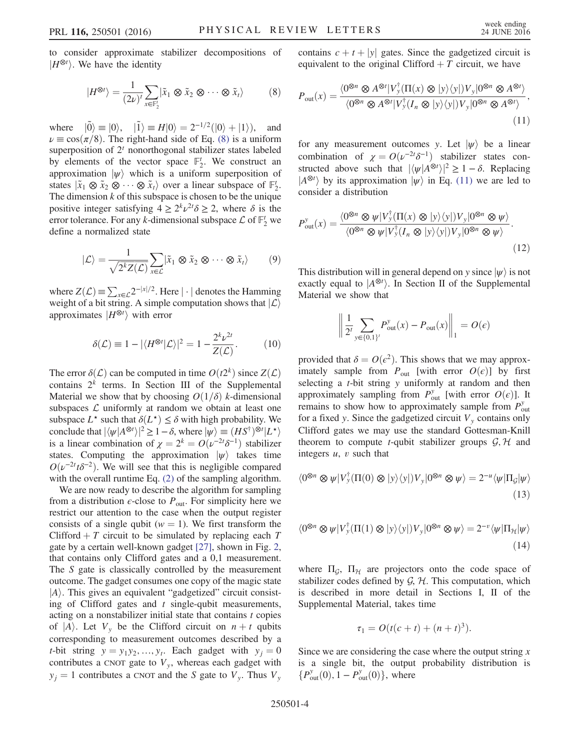to consider approximate stabilizer decompositions of $|H^{\otimes t}\rangle$. We have the identity

$$|H^{\otimes t}\rangle = \frac{1}{(2\nu)^t}\sum_{x\in\mathbb{F}_2^t} |\tilde{x}_1 \otimes \tilde{x}_2 \otimes \cdots \otimes \tilde{x}_t\rangle \tag{8}$$

where $|\tilde{0}\rangle \equiv |0\rangle$, $|\tilde{1}\rangle \equiv H|0\rangle = 2^{-1/2}(|0\rangle + |1\rangle)$, and $\nu \equiv \cos(\pi/8)$. The right-hand side of Eq. (8) is a uniform superposition of $2^t$ nonorthogonal stabilizer states labeled by elements of the vector space $\mathbb{F}_2^t$. We construct an approximation $|\psi\rangle$ which is a uniform superposition of states $|\tilde{x}_1 \otimes \tilde{x}_2 \otimes \cdots \otimes \tilde{x}_t\rangle$ over a linear subspace of $\mathbb{F}_2^t$. The dimension $k$ of this subspace is chosen to be the unique positive integer satisfying $4 \geq 2^k \nu^{2t}\delta \geq 2$, where $\delta$ is the error tolerance. For any $k$-dimensional subspace $\mathcal{L}$ of $\mathbb{F}_2^t$ we define a normalized state

$$|\mathcal{L}\rangle = \frac{1}{\sqrt{2^k Z(\mathcal{L})}}\sum_{x\in\mathcal{L}} |\tilde{x}_1 \otimes \tilde{x}_2 \otimes \cdots \otimes \tilde{x}_t\rangle \tag{9}$$

where $Z(\mathcal{L}) \equiv \sum_{x\in\mathcal{L}} 2^{-|x|/2}$. Here $|\cdot|$ denotes the Hamming weight of a bit string. A simple computation shows that $|\mathcal{L}\rangle$ approximates $|H^{\otimes t}\rangle$ with error

$$\delta(\mathcal{L}) \equiv 1 - |\langle H^{\otimes t}|\mathcal{L}\rangle|^2 = 1 - \frac{2^k \nu^{2t}}{Z(\mathcal{L})}. \tag{10}$$

The error $\delta(\mathcal{L})$ can be computed in time $O(t2^k)$ since $Z(\mathcal{L})$ contains $2^k$ terms. In Section III of the Supplemental Material we show that by choosing $O(1/\delta)$ $k$-dimensional subspaces $\mathcal{L}$ uniformly at random we obtain at least one subspace $L^\star$ such that $\delta(L^\star) \leq \delta$ with high probability. We conclude that $|\langle\psi|A^{\otimes t}\rangle|^2 \geq 1-\delta$, where $|\psi\rangle \equiv (HS^\dagger)^{\otimes t}|L^\star\rangle$ is a linear combination of $\chi = 2^k = O(\nu^{-2t}\delta^{-1})$ stabilizer states. Computing the approximation $|\psi\rangle$ takes time $O(\nu^{-2t}t\delta^{-2})$. We will see that this is negligible compared with the overall runtime Eq. (2) of the sampling algorithm.

We are now ready to describe the algorithm for sampling from a distribution $\epsilon$-close to $P_{\mathrm{out}}$. For simplicity here we restrict our attention to the case when the output register consists of a single qubit ($w = 1$). We first transform the Clifford + $T$ circuit to be simulated by replacing each $T$ gate by a certain well-known gadget [27], shown in Fig. 2, that contains only Clifford gates and a 0,1 measurement. The $S$ gate is classically controlled by the measurement outcome. The gadget consumes one copy of the magic state $|A\rangle$. This gives an equivalent "gadgetized" circuit consisting of Clifford gates and $t$ single-qubit measurements, acting on a nonstabilizer initial state that contains $t$ copies of $|A\rangle$. Let $V_y$ be the Clifford circuit on $n+t$ qubits corresponding to measurement outcomes described by a $t$-bit string $y = y_1 y_2, \ldots, y_t$. Each gadget with $y_j = 0$ contributes a CNOT gate to $V_y$, whereas each gadget with $y_j = 1$ contributes a CNOT and the $S$ gate to $V_y$. Thus $V_y$ contains $c + t + |y|$ gates. Since the gadgetized circuit is equivalent to the original Clifford + $T$ circuit, we have

$$P_{\mathrm{out}}(x) = \frac{\langle 0^{\otimes n} \otimes A^{\otimes t}|V_y^\dagger(\Pi(x)\otimes|y\rangle\langle y|)V_y|0^{\otimes n}\otimes A^{\otimes t}\rangle}{\langle 0^{\otimes n} \otimes A^{\otimes t}|V_y^\dagger(I_n\otimes|y\rangle\langle y|)V_y|0^{\otimes n}\otimes A^{\otimes t}\rangle}, \tag{11}$$

for any measurement outcomes $y$. Let $|\psi\rangle$ be a linear combination of $\chi = O(\nu^{-2t}\delta^{-1})$ stabilizer states constructed above such that $|\langle\psi|A^{\otimes t}\rangle|^2 \geq 1-\delta$. Replacing $|A^{\otimes t}\rangle$ by its approximation $|\psi\rangle$ in Eq. (11) we are led to consider a distribution

$$P_{\mathrm{out}}^y(x) = \frac{\langle 0^{\otimes n} \otimes \psi|V_y^\dagger(\Pi(x)\otimes|y\rangle\langle y|)V_y|0^{\otimes n}\otimes \psi\rangle}{\langle 0^{\otimes n} \otimes \psi|V_y^\dagger(I_n\otimes|y\rangle\langle y|)V_y|0^{\otimes n}\otimes \psi\rangle}. \tag{12}$$

This distribution will in general depend on $y$ since $|\psi\rangle$ is not exactly equal to $|A^{\otimes t}\rangle$. In Section II of the Supplemental Material we show that

$$\left\| \frac{1}{2^t}\sum_{y\in\{0,1\}^t} P_{\mathrm{out}}^y(x) - P_{\mathrm{out}}(x)\right\|_1 = O(\epsilon)$$

provided that $\delta = O(\epsilon^2)$. This shows that we may approximately sample from $P_{\mathrm{out}}$ [with error $O(\epsilon)$] by first selecting a $t$-bit string $y$ uniformly at random and then approximately sampling from $P_{\mathrm{out}}^y$ [with error $O(\epsilon)$]. It remains to show how to approximately sample from $P_{\mathrm{out}}^y$ for a fixed $y$. Since the gadgetized circuit $V_y$ contains only Clifford gates we may use the standard Gottesman-Knill theorem to compute $t$-qubit stabilizer groups $\mathcal{G}, \mathcal{H}$ and integers $u$, $v$ such that

$$\langle 0^{\otimes n} \otimes \psi|V_y^\dagger(\Pi(0)\otimes|y\rangle\langle y|)V_y|0^{\otimes n}\otimes \psi\rangle = 2^{-u}\langle\psi|\Pi_{\mathcal{G}}|\psi\rangle \tag{13}$$

$$\langle 0^{\otimes n} \otimes \psi|V_y^\dagger(\Pi(1)\otimes|y\rangle\langle y|)V_y|0^{\otimes n}\otimes \psi\rangle = 2^{-v}\langle\psi|\Pi_{\mathcal{H}}|\psi\rangle \tag{14}$$

where $\Pi_{\mathcal{G}}$, $\Pi_{\mathcal{H}}$ are projectors onto the code space of stabilizer codes defined by $\mathcal{G}, \mathcal{H}$. This computation, which is described in more detail in Sections I, II of the Supplemental Material, takes time

$$\tau_1 = O(t(c+t) + (n+t)^3).$$

Since we are considering the case where the output string $x$ is a single bit, the output probability distribution is $\{P_{\mathrm{out}}^y(0), 1 - P_{\mathrm{out}}^y(0)\}$, where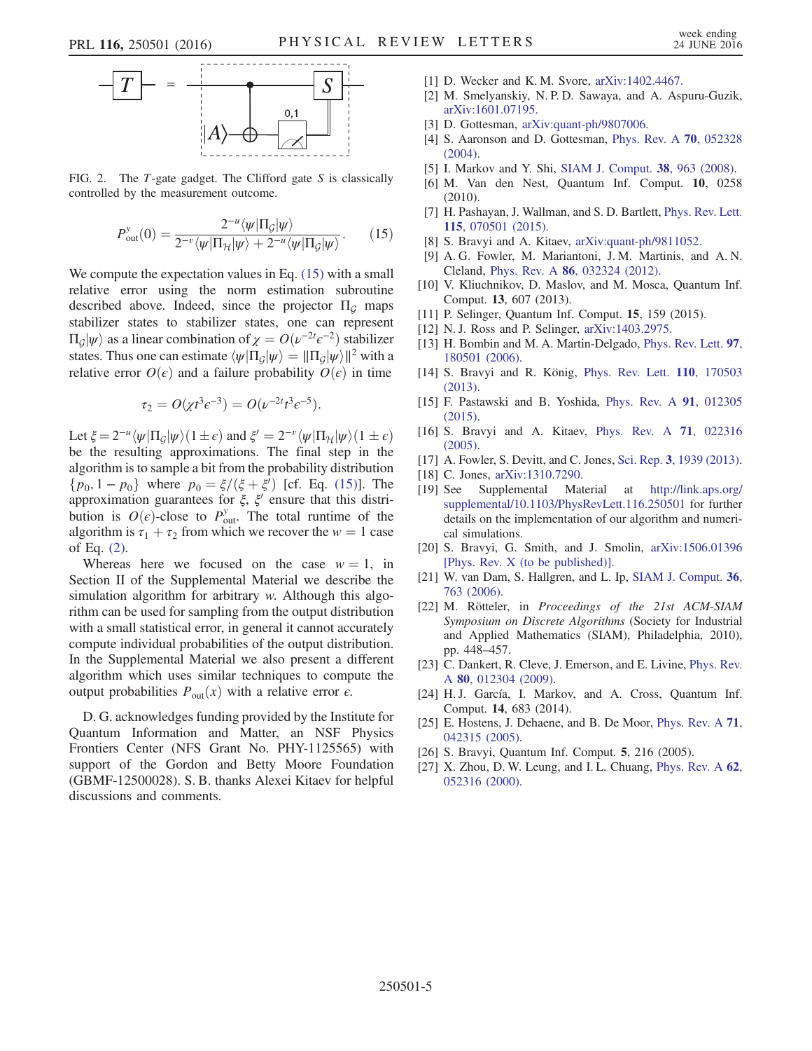FIG. 2. The $T$-gate gadget. The Clifford gate $S$ is classically controlled by the measurement outcome.

$$P_{\mathrm{out}}^{y}(0) = \frac{2^{-u}\langle\psi|\Pi_{\mathcal{G}}|\psi\rangle}{2^{-v}\langle\psi|\Pi_{\mathcal{H}}|\psi\rangle + 2^{-u}\langle\psi|\Pi_{\mathcal{G}}|\psi\rangle}. \tag{15}$$

We compute the expectation values in Eq. (15) with a small relative error using the norm estimation subroutine described above. Indeed, since the projector $\Pi_{\mathcal{G}}$ maps stabilizer states to stabilizer states, one can represent $\Pi_{\mathcal{G}}|\psi\rangle$ as a linear combination of $\chi = O(\nu^{-2t}\epsilon^{-2})$ stabilizer states. Thus one can estimate $\langle\psi|\Pi_{\mathcal{G}}|\psi\rangle = \|\Pi_{\mathcal{G}}|\psi\rangle\|^2$ with a relative error $O(\epsilon)$ and a failure probability $O(\epsilon)$ in time

$$\tau_2 = O(\chi t^3 \epsilon^{-3}) = O(\nu^{-2t} t^3 \epsilon^{-5}).$$

Let $\xi = 2^{-u}\langle\psi|\Pi_{\mathcal{G}}|\psi\rangle(1\pm\epsilon)$ and $\xi' = 2^{-v}\langle\psi|\Pi_{\mathcal{H}}|\psi\rangle(1\pm\epsilon)$ be the resulting approximations. The final step in the algorithm is to sample a bit from the probability distribution $\{p_0, 1-p_0\}$ where $p_0 = \xi/(\xi+\xi')$ [cf. Eq. (15)]. The approximation guarantees for $\xi$, $\xi'$ ensure that this distribution is $O(\epsilon)$-close to $P_{\mathrm{out}}^{y}$. The total runtime of the algorithm is $\tau_1 + \tau_2$ from which we recover the $w = 1$ case of Eq. (2).

Whereas here we focused on the case $w = 1$, in Section II of the Supplemental Material we describe the simulation algorithm for arbitrary $w$. Although this algorithm can be used for sampling from the output distribution with a small statistical error, in general it cannot accurately compute individual probabilities of the output distribution. In the Supplemental Material we also present a different algorithm which uses similar techniques to compute the output probabilities $P_{\mathrm{out}}(x)$ with a relative error $\epsilon$.

D. G. acknowledges funding provided by the Institute for Quantum Information and Matter, an NSF Physics Frontiers Center (NFS Grant No. PHY-1125565) with support of the Gordon and Betty Moore Foundation (GBMF-12500028). S. B. thanks Alexei Kitaev for helpful discussions and comments.

[1] D. Wecker and K. M. Svore, arXiv:1402.4467.
[2] M. Smelyanskiy, N. P. D. Sawaya, and A. Aspuru-Guzik, arXiv:1601.07195.
[3] D. Gottesman, arXiv:quant-ph/9807006.
[4] S. Aaronson and D. Gottesman, Phys. Rev. A **70**, 052328 (2004).
[5] I. Markov and Y. Shi, SIAM J. Comput. **38**, 963 (2008).
[6] M. Van den Nest, Quantum Inf. Comput. **10**, 0258 (2010).
[7] H. Pashayan, J. Wallman, and S. D. Bartlett, Phys. Rev. Lett. **115**, 070501 (2015).
[8] S. Bravyi and A. Kitaev, arXiv:quant-ph/9811052.
[9] A. G. Fowler, M. Mariantoni, J. M. Martinis, and A. N. Cleland, Phys. Rev. A **86**, 032324 (2012).
[10] V. Kliuchnikov, D. Maslov, and M. Mosca, Quantum Inf. Comput. **13**, 607 (2013).
[11] P. Selinger, Quantum Inf. Comput. **15**, 159 (2015).
[12] N. J. Ross and P. Selinger, arXiv:1403.2975.
[13] H. Bombin and M. A. Martin-Delgado, Phys. Rev. Lett. **97**, 180501 (2006).
[14] S. Bravyi and R. König, Phys. Rev. Lett. **110**, 170503 (2013).
[15] F. Pastawski and B. Yoshida, Phys. Rev. A **91**, 012305 (2015).
[16] S. Bravyi and A. Kitaev, Phys. Rev. A **71**, 022316 (2005).
[17] A. Fowler, S. Devitt, and C. Jones, Sci. Rep. **3**, 1939 (2013).
[18] C. Jones, arXiv:1310.7290.
[19] See Supplemental Material at http://link.aps.org/supplemental/10.1103/PhysRevLett.116.250501 for further details on the implementation of our algorithm and numerical simulations.
[20] S. Bravyi, G. Smith, and J. Smolin, arXiv:1506.01396 [Phys. Rev. X (to be published)].
[21] W. van Dam, S. Hallgren, and L. Ip, SIAM J. Comput. **36**, 763 (2006).
[22] M. Rötteler, in *Proceedings of the 21st ACM-SIAM Symposium on Discrete Algorithms* (Society for Industrial and Applied Mathematics (SIAM), Philadelphia, 2010), pp. 448–457.
[23] C. Dankert, R. Cleve, J. Emerson, and E. Livine, Phys. Rev. A **80**, 012304 (2009).
[24] H. J. García, I. Markov, and A. Cross, Quantum Inf. Comput. **14**, 683 (2014).
[25] E. Hostens, J. Dehaene, and B. De Moor, Phys. Rev. A **71**, 042315 (2005).
[26] S. Bravyi, Quantum Inf. Comput. **5**, 216 (2005).
[27] X. Zhou, D. W. Leung, and I. L. Chuang, Phys. Rev. A **62**, 052316 (2000).